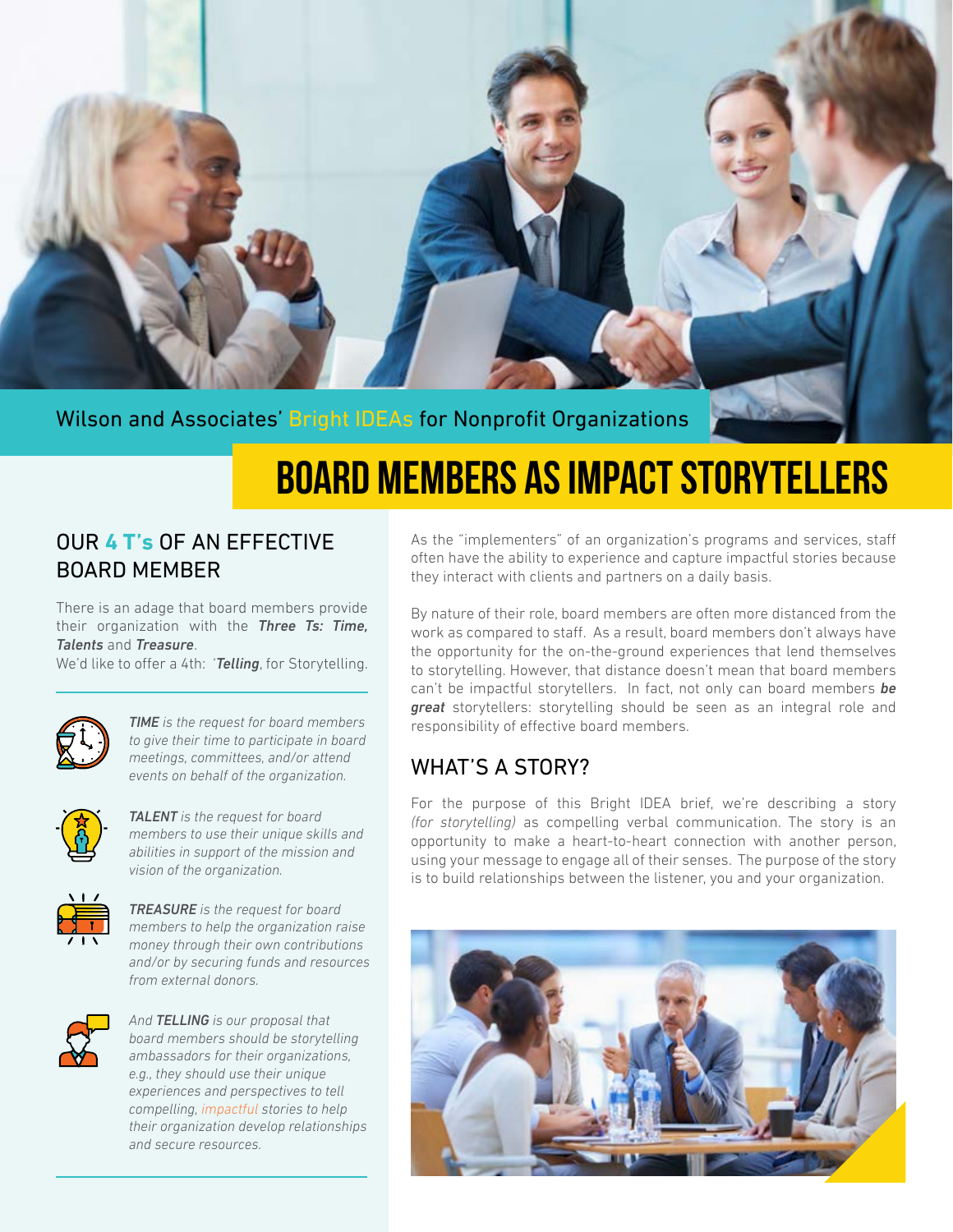Wilson and Associates' Bright IDEAs for Nonprofit Organizations

# BOARD MEMBERS AS IMPACT STORYTELLERS

## OUR 4 T's OF AN EFFECTIVE BOARD MEMBER

There is an adage that board members provide their organization with the ***Three Ts: Time, Talents*** and ***Treasure***.
We'd like to offer a 4th: '***Telling***, for Storytelling.

***TIME*** *is the request for board members to give their time to participate in board meetings, committees, and/or attend events on behalf of the organization.*

***TALENT*** *is the request for board members to use their unique skills and abilities in support of the mission and vision of the organization.*

***TREASURE*** *is the request for board members to help the organization raise money through their own contributions and/or by securing funds and resources from external donors.*

*And* ***TELLING*** *is our proposal that board members should be storytelling ambassadors for their organizations, e.g., they should use their unique experiences and perspectives to tell compelling, impactful stories to help their organization develop relationships and secure resources.*

As the "implementers" of an organization's programs and services, staff often have the ability to experience and capture impactful stories because they interact with clients and partners on a daily basis.

By nature of their role, board members are often more distanced from the work as compared to staff. As a result, board members don't always have the opportunity for the on-the-ground experiences that lend themselves to storytelling. However, that distance doesn't mean that board members can't be impactful storytellers. In fact, not only can board members ***be great*** storytellers: storytelling should be seen as an integral role and responsibility of effective board members.

## WHAT'S A STORY?

For the purpose of this Bright IDEA brief, we're describing a story *(for storytelling)* as compelling verbal communication. The story is an opportunity to make a heart-to-heart connection with another person, using your message to engage all of their senses. The purpose of the story is to build relationships between the listener, you and your organization.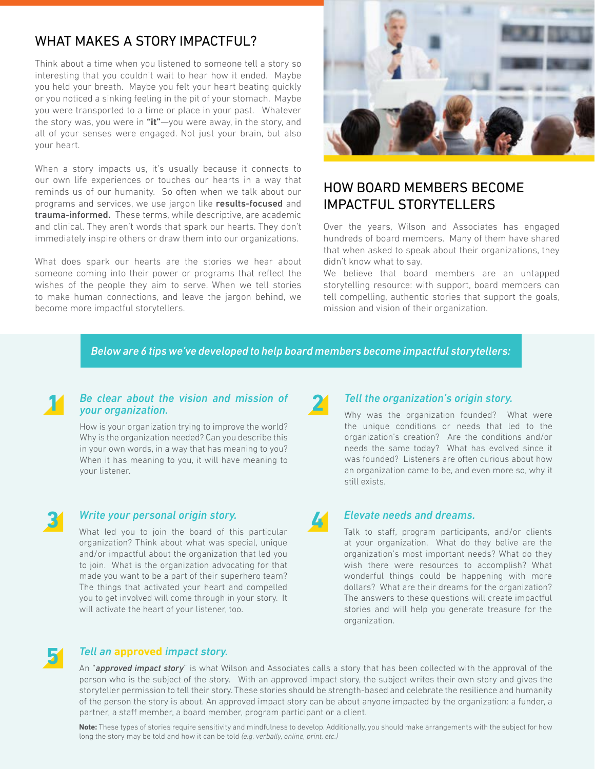## WHAT MAKES A STORY IMPACTFUL?

Think about a time when you listened to someone tell a story so interesting that you couldn't wait to hear how it ended. Maybe you held your breath. Maybe you felt your heart beating quickly or you noticed a sinking feeling in the pit of your stomach. Maybe you were transported to a time or place in your past. Whatever the story was, you were in **"it"**—you were away, in the story, and all of your senses were engaged. Not just your brain, but also your heart.

When a story impacts us, it's usually because it connects to our own life experiences or touches our hearts in a way that reminds us of our humanity. So often when we talk about our programs and services, we use jargon like **results-focused** and **trauma-informed.** These terms, while descriptive, are academic and clinical. They aren't words that spark our hearts. They don't immediately inspire others or draw them into our organizations.

What does spark our hearts are the stories we hear about someone coming into their power or programs that reflect the wishes of the people they aim to serve. When we tell stories to make human connections, and leave the jargon behind, we become more impactful storytellers.

## HOW BOARD MEMBERS BECOME IMPACTFUL STORYTELLERS

Over the years, Wilson and Associates has engaged hundreds of board members. Many of them have shared that when asked to speak about their organizations, they didn't know what to say.

We believe that board members are an untapped storytelling resource: with support, board members can tell compelling, authentic stories that support the goals, mission and vision of their organization.

*Below are 6 tips we've developed to help board members become impactful storytellers:*

### 1 *Be clear about the vision and mission of your organization.*

How is your organization trying to improve the world? Why is the organization needed? Can you describe this in your own words, in a way that has meaning to you? When it has meaning to you, it will have meaning to your listener.

### 2 *Tell the organization's origin story.*

Why was the organization founded? What were the unique conditions or needs that led to the organization's creation? Are the conditions and/or needs the same today? What has evolved since it was founded? Listeners are often curious about how an organization came to be, and even more so, why it still exists.

### 3 *Write your personal origin story.*

What led you to join the board of this particular organization? Think about what was special, unique and/or impactful about the organization that led you to join. What is the organization advocating for that made you want to be a part of their superhero team? The things that activated your heart and compelled you to get involved will come through in your story. It will activate the heart of your listener, too.

### 4 *Elevate needs and dreams.*

Talk to staff, program participants, and/or clients at your organization. What do they belive are the organization's most important needs? What do they wish there were resources to accomplish? What wonderful things could be happening with more dollars? What are their dreams for the organization? The answers to these questions will create impactful stories and will help you generate treasure for the organization.

### 5 *Tell an approved impact story.*

An "***approved impact story***" is what Wilson and Associates calls a story that has been collected with the approval of the person who is the subject of the story. With an approved impact story, the subject writes their own story and gives the storyteller permission to tell their story. These stories should be strength-based and celebrate the resilience and humanity of the person the story is about. An approved impact story can be about anyone impacted by the organization: a funder, a partner, a staff member, a board member, program participant or a client.

**Note:** These types of stories require sensitivity and mindfulness to develop. Additionally, you should make arrangements with the subject for how long the story may be told and how it can be told *(e.g. verbally, online, print, etc.)*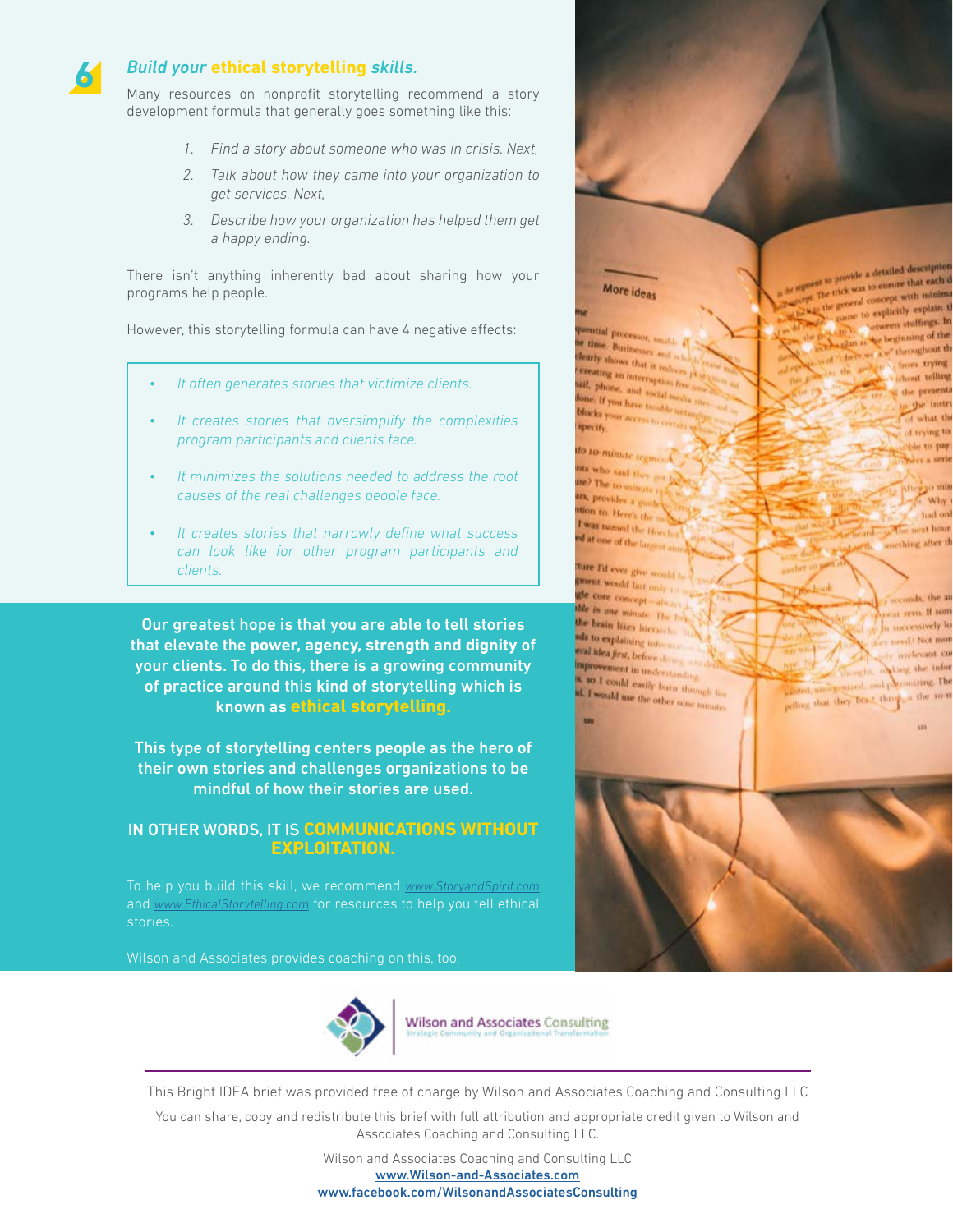## 6 *Build your ethical storytelling skills.*

Many resources on nonprofit storytelling recommend a story development formula that generally goes something like this:

1. *Find a story about someone who was in crisis. Next,*
2. *Talk about how they came into your organization to get services. Next,*
3. *Describe how your organization has helped them get a happy ending.*

There isn't anything inherently bad about sharing how your programs help people.

However, this storytelling formula can have 4 negative effects:

- *It often generates stories that victimize clients.*
- *It creates stories that oversimplify the complexities program participants and clients face.*
- *It minimizes the solutions needed to address the root causes of the real challenges people face.*
- *It creates stories that narrowly define what success can look like for other program participants and clients.*

**Our greatest hope is that you are able to tell stories that elevate the power, agency, strength and dignity of your clients. To do this, there is a growing community of practice around this kind of storytelling which is known as ethical storytelling.**

**This type of storytelling centers people as the hero of their own stories and challenges organizations to be mindful of how their stories are used.**

**IN OTHER WORDS, IT IS COMMUNICATIONS WITHOUT EXPLOITATION.**

To help you build this skill, we recommend *www.StoryandSpirit.com* and *www.EthicalStorytelling.com* for resources to help you tell ethical stories.

Wilson and Associates provides coaching on this, too.

Wilson and Associates Consulting
Strategic Community and Organizational Transformation

This Bright IDEA brief was provided free of charge by Wilson and Associates Coaching and Consulting LLC

You can share, copy and redistribute this brief with full attribution and appropriate credit given to Wilson and Associates Coaching and Consulting LLC.

Wilson and Associates Coaching and Consulting LLC
www.Wilson-and-Associates.com
www.facebook.com/WilsonandAssociatesConsulting